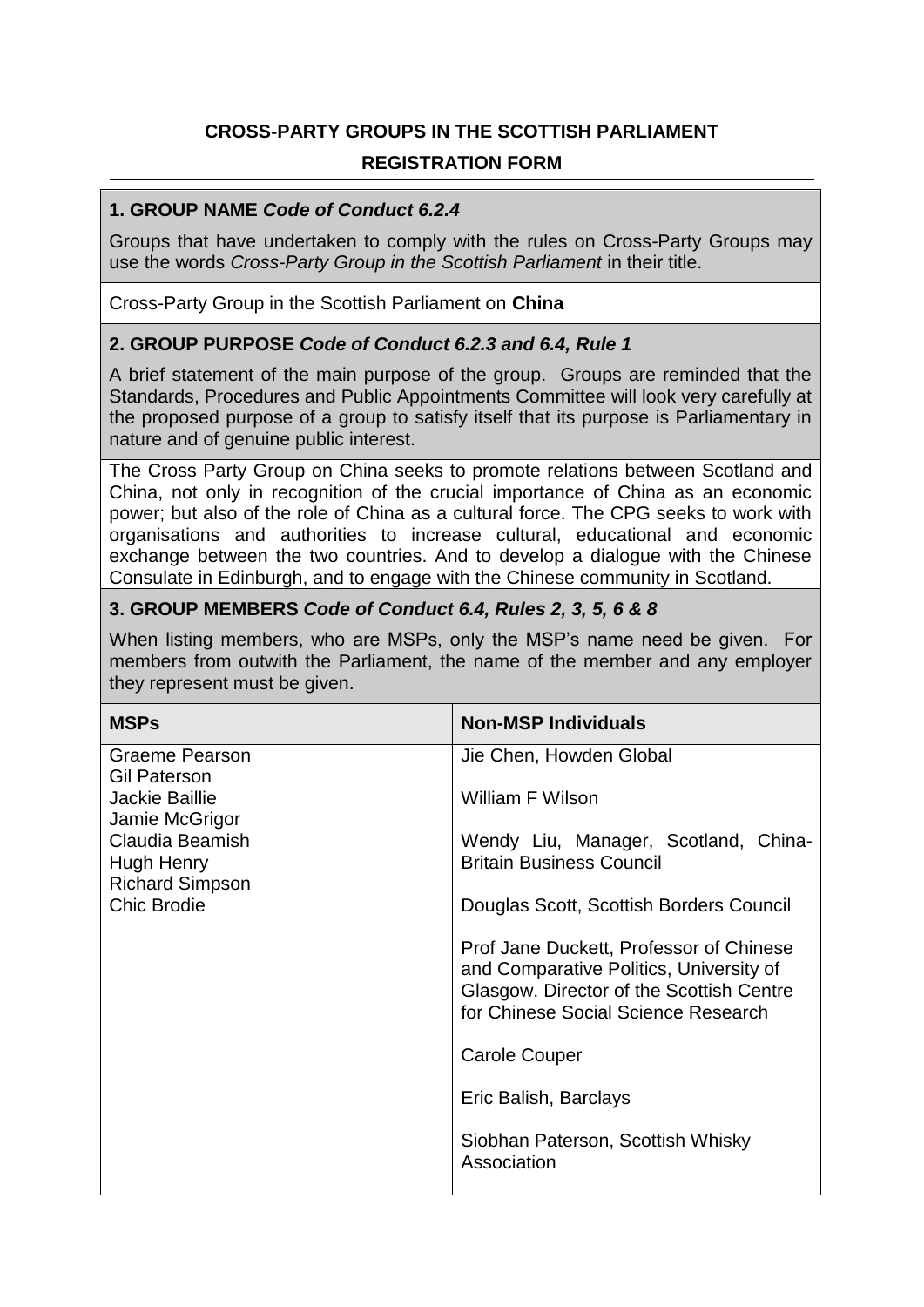# CROSS-PARTY GROUPS IN THE SCOTTISH PARLIAMENT

## REGISTRATION FORM

### 1. GROUP NAME *Code of Conduct 6.2.4*

Groups that have undertaken to comply with the rules on Cross-Party Groups may use the words *Cross-Party Group in the Scottish Parliament* in their title.

Cross-Party Group in the Scottish Parliament on **China**

### 2. GROUP PURPOSE *Code of Conduct 6.2.3 and 6.4, Rule 1*

A brief statement of the main purpose of the group. Groups are reminded that the Standards, Procedures and Public Appointments Committee will look very carefully at the proposed purpose of a group to satisfy itself that its purpose is Parliamentary in nature and of genuine public interest.

The Cross Party Group on China seeks to promote relations between Scotland and China, not only in recognition of the crucial importance of China as an economic power; but also of the role of China as a cultural force. The CPG seeks to work with organisations and authorities to increase cultural, educational and economic exchange between the two countries. And to develop a dialogue with the Chinese Consulate in Edinburgh, and to engage with the Chinese community in Scotland.

### 3. GROUP MEMBERS *Code of Conduct 6.4, Rules 2, 3, 5, 6 & 8*

When listing members, who are MSPs, only the MSP's name need be given. For members from outwith the Parliament, the name of the member and any employer they represent must be given.

| MSPs | Non-MSP Individuals |
|---|---|
| Graeme Pearson<br>Gil Paterson<br>Jackie Baillie<br>Jamie McGrigor<br>Claudia Beamish<br>Hugh Henry<br>Richard Simpson<br>Chic Brodie | Jie Chen, Howden Global<br><br>William F Wilson<br><br>Wendy Liu, Manager, Scotland, China-Britain Business Council<br><br>Douglas Scott, Scottish Borders Council<br><br>Prof Jane Duckett, Professor of Chinese and Comparative Politics, University of Glasgow. Director of the Scottish Centre for Chinese Social Science Research<br><br>Carole Couper<br><br>Eric Balish, Barclays<br><br>Siobhan Paterson, Scottish Whisky Association |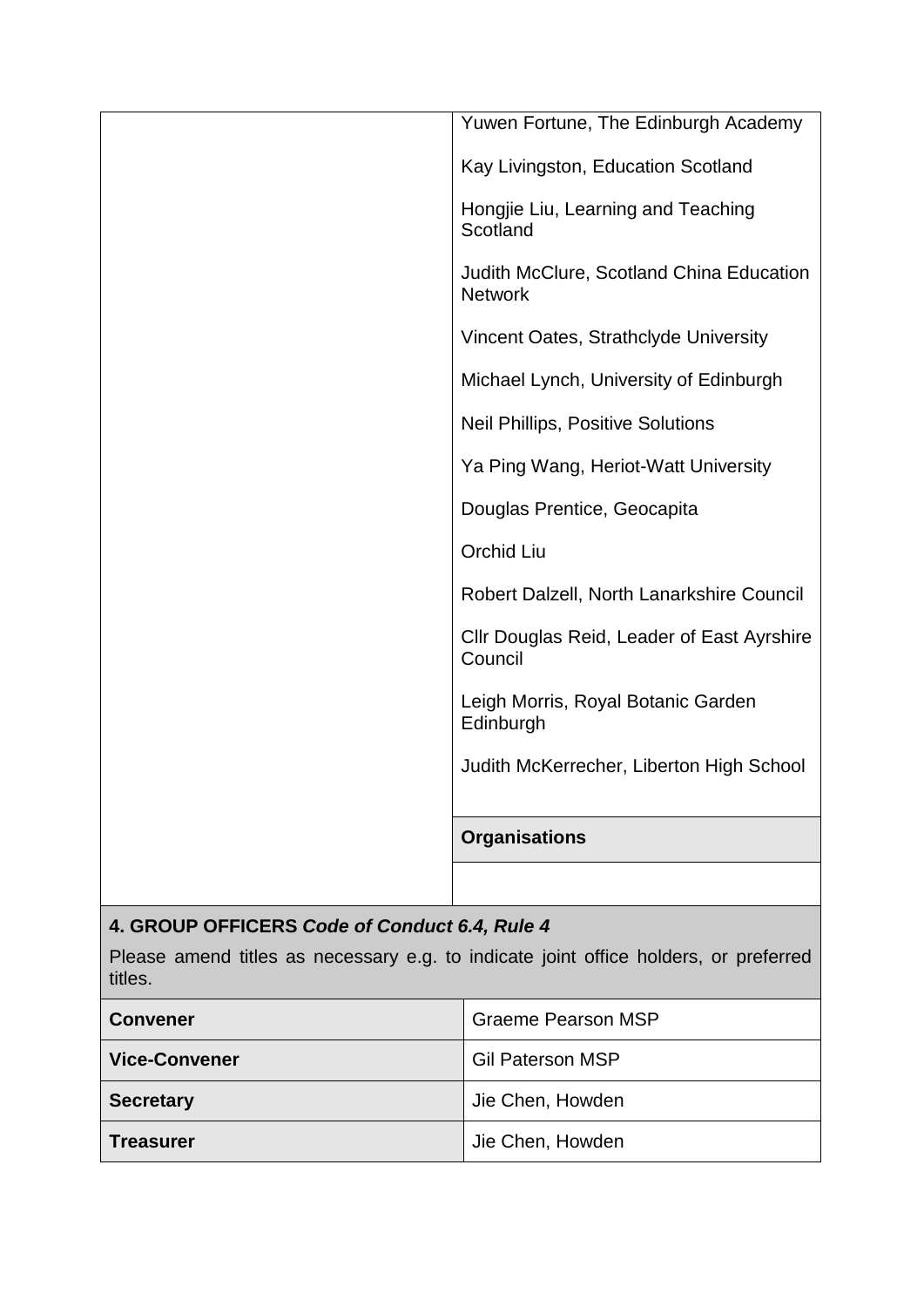| | |
|---|---|
| | Yuwen Fortune, The Edinburgh Academy<br><br>Kay Livingston, Education Scotland<br><br>Hongjie Liu, Learning and Teaching Scotland<br><br>Judith McClure, Scotland China Education Network<br><br>Vincent Oates, Strathclyde University<br><br>Michael Lynch, University of Edinburgh<br><br>Neil Phillips, Positive Solutions<br><br>Ya Ping Wang, Heriot-Watt University<br><br>Douglas Prentice, Geocapita<br><br>Orchid Liu<br><br>Robert Dalzell, North Lanarkshire Council<br><br>Cllr Douglas Reid, Leader of East Ayrshire Council<br><br>Leigh Morris, Royal Botanic Garden Edinburgh<br><br>Judith McKerrecher, Liberton High School |
| | **Organisations** |
| | |

**4. GROUP OFFICERS *Code of Conduct 6.4, Rule 4***

Please amend titles as necessary e.g. to indicate joint office holders, or preferred titles.

| | |
|---|---|
| **Convener** | Graeme Pearson MSP |
| **Vice-Convener** | Gil Paterson MSP |
| **Secretary** | Jie Chen, Howden |
| **Treasurer** | Jie Chen, Howden |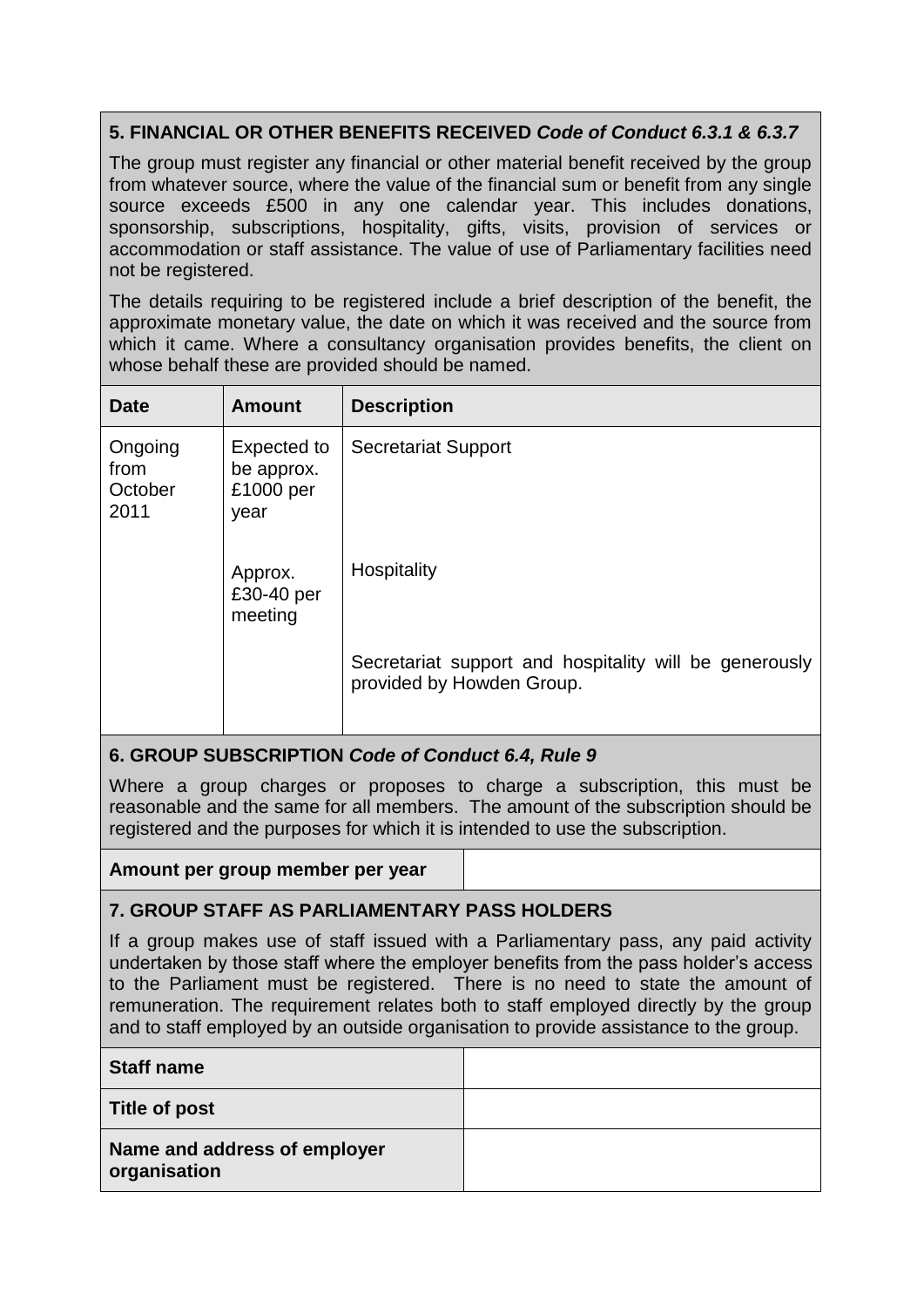## 5. FINANCIAL OR OTHER BENEFITS RECEIVED *Code of Conduct 6.3.1 & 6.3.7*

The group must register any financial or other material benefit received by the group from whatever source, where the value of the financial sum or benefit from any single source exceeds £500 in any one calendar year. This includes donations, sponsorship, subscriptions, hospitality, gifts, visits, provision of services or accommodation or staff assistance. The value of use of Parliamentary facilities need not be registered.

The details requiring to be registered include a brief description of the benefit, the approximate monetary value, the date on which it was received and the source from which it came. Where a consultancy organisation provides benefits, the client on whose behalf these are provided should be named.

| Date | Amount | Description |
|---|---|---|
| Ongoing from October 2011 | Expected to be approx. £1000 per year | Secretariat Support |
| | Approx. £30-40 per meeting | Hospitality |
| | | Secretariat support and hospitality will be generously provided by Howden Group. |

## 6. GROUP SUBSCRIPTION *Code of Conduct 6.4, Rule 9*

Where a group charges or proposes to charge a subscription, this must be reasonable and the same for all members. The amount of the subscription should be registered and the purposes for which it is intended to use the subscription.

| Amount per group member per year | |
|---|---|

## 7. GROUP STAFF AS PARLIAMENTARY PASS HOLDERS

If a group makes use of staff issued with a Parliamentary pass, any paid activity undertaken by those staff where the employer benefits from the pass holder's access to the Parliament must be registered. There is no need to state the amount of remuneration. The requirement relates both to staff employed directly by the group and to staff employed by an outside organisation to provide assistance to the group.

| Staff name | |
|---|---|
| Title of post | |
| Name and address of employer organisation | |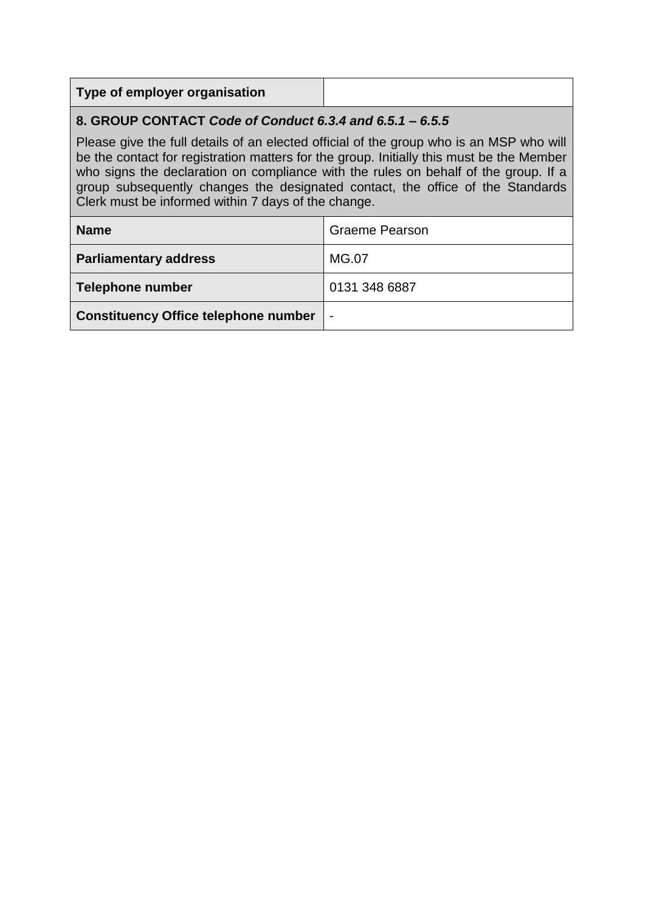| | |
|---|---|
| **Type of employer organisation** | |

**8. GROUP CONTACT** ***Code of Conduct 6.3.4 and 6.5.1 – 6.5.5***

Please give the full details of an elected official of the group who is an MSP who will be the contact for registration matters for the group. Initially this must be the Member who signs the declaration on compliance with the rules on behalf of the group. If a group subsequently changes the designated contact, the office of the Standards Clerk must be informed within 7 days of the change.

| | |
|---|---|
| **Name** | Graeme Pearson |
| **Parliamentary address** | MG.07 |
| **Telephone number** | 0131 348 6887 |
| **Constituency Office telephone number** | - |